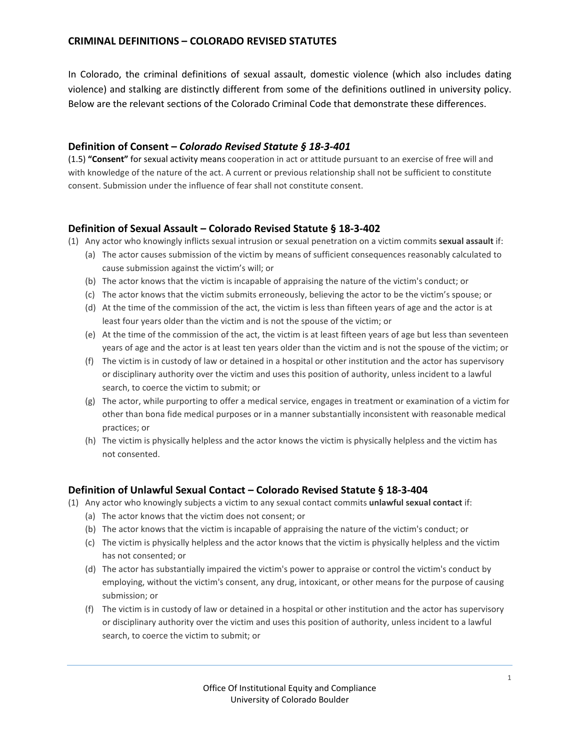# CRIMINAL DEFINITIONS – COLORADO REVISED STATUTES

In Colorado, the criminal definitions of sexual assault, domestic violence (which also includes dating violence) and stalking are distinctly different from some of the definitions outlined in university policy. Below are the relevant sections of the Colorado Criminal Code that demonstrate these differences.

## Definition of Consent – *Colorado Revised Statute § 18-3-401*

(1.5) **"Consent"** for sexual activity means cooperation in act or attitude pursuant to an exercise of free will and with knowledge of the nature of the act. A current or previous relationship shall not be sufficient to constitute consent. Submission under the influence of fear shall not constitute consent.

## Definition of Sexual Assault – Colorado Revised Statute § 18-3-402

(1) Any actor who knowingly inflicts sexual intrusion or sexual penetration on a victim commits **sexual assault** if:

- (a) The actor causes submission of the victim by means of sufficient consequences reasonably calculated to cause submission against the victim's will; or
- (b) The actor knows that the victim is incapable of appraising the nature of the victim's conduct; or
- (c) The actor knows that the victim submits erroneously, believing the actor to be the victim's spouse; or
- (d) At the time of the commission of the act, the victim is less than fifteen years of age and the actor is at least four years older than the victim and is not the spouse of the victim; or
- (e) At the time of the commission of the act, the victim is at least fifteen years of age but less than seventeen years of age and the actor is at least ten years older than the victim and is not the spouse of the victim; or
- (f) The victim is in custody of law or detained in a hospital or other institution and the actor has supervisory or disciplinary authority over the victim and uses this position of authority, unless incident to a lawful search, to coerce the victim to submit; or
- (g) The actor, while purporting to offer a medical service, engages in treatment or examination of a victim for other than bona fide medical purposes or in a manner substantially inconsistent with reasonable medical practices; or
- (h) The victim is physically helpless and the actor knows the victim is physically helpless and the victim has not consented.

## Definition of Unlawful Sexual Contact – Colorado Revised Statute § 18-3-404

(1) Any actor who knowingly subjects a victim to any sexual contact commits **unlawful sexual contact** if:

- (a) The actor knows that the victim does not consent; or
- (b) The actor knows that the victim is incapable of appraising the nature of the victim's conduct; or
- (c) The victim is physically helpless and the actor knows that the victim is physically helpless and the victim has not consented; or
- (d) The actor has substantially impaired the victim's power to appraise or control the victim's conduct by employing, without the victim's consent, any drug, intoxicant, or other means for the purpose of causing submission; or
- (f) The victim is in custody of law or detained in a hospital or other institution and the actor has supervisory or disciplinary authority over the victim and uses this position of authority, unless incident to a lawful search, to coerce the victim to submit; or

Office Of Institutional Equity and Compliance
University of Colorado Boulder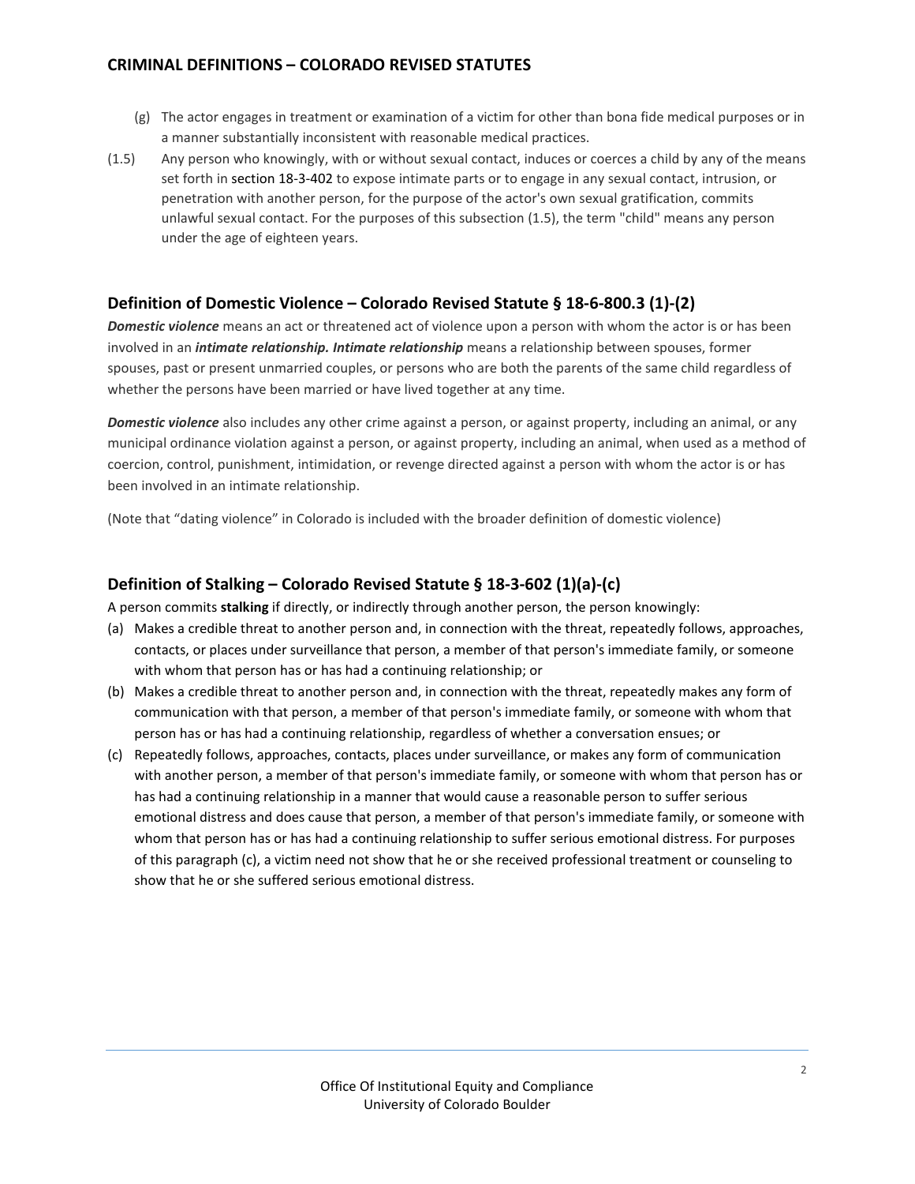(g) The actor engages in treatment or examination of a victim for other than bona fide medical purposes or in a manner substantially inconsistent with reasonable medical practices.

(1.5) Any person who knowingly, with or without sexual contact, induces or coerces a child by any of the means set forth in section 18-3-402 to expose intimate parts or to engage in any sexual contact, intrusion, or penetration with another person, for the purpose of the actor's own sexual gratification, commits unlawful sexual contact. For the purposes of this subsection (1.5), the term "child" means any person under the age of eighteen years.

## Definition of Domestic Violence – Colorado Revised Statute § 18-6-800.3 (1)-(2)

***Domestic violence*** means an act or threatened act of violence upon a person with whom the actor is or has been involved in an ***intimate relationship. Intimate relationship*** means a relationship between spouses, former spouses, past or present unmarried couples, or persons who are both the parents of the same child regardless of whether the persons have been married or have lived together at any time.

***Domestic violence*** also includes any other crime against a person, or against property, including an animal, or any municipal ordinance violation against a person, or against property, including an animal, when used as a method of coercion, control, punishment, intimidation, or revenge directed against a person with whom the actor is or has been involved in an intimate relationship.

(Note that "dating violence" in Colorado is included with the broader definition of domestic violence)

## Definition of Stalking – Colorado Revised Statute § 18-3-602 (1)(a)-(c)

A person commits **stalking** if directly, or indirectly through another person, the person knowingly:

(a) Makes a credible threat to another person and, in connection with the threat, repeatedly follows, approaches, contacts, or places under surveillance that person, a member of that person's immediate family, or someone with whom that person has or has had a continuing relationship; or

(b) Makes a credible threat to another person and, in connection with the threat, repeatedly makes any form of communication with that person, a member of that person's immediate family, or someone with whom that person has or has had a continuing relationship, regardless of whether a conversation ensues; or

(c) Repeatedly follows, approaches, contacts, places under surveillance, or makes any form of communication with another person, a member of that person's immediate family, or someone with whom that person has or has had a continuing relationship in a manner that would cause a reasonable person to suffer serious emotional distress and does cause that person, a member of that person's immediate family, or someone with whom that person has or has had a continuing relationship to suffer serious emotional distress. For purposes of this paragraph (c), a victim need not show that he or she received professional treatment or counseling to show that he or she suffered serious emotional distress.